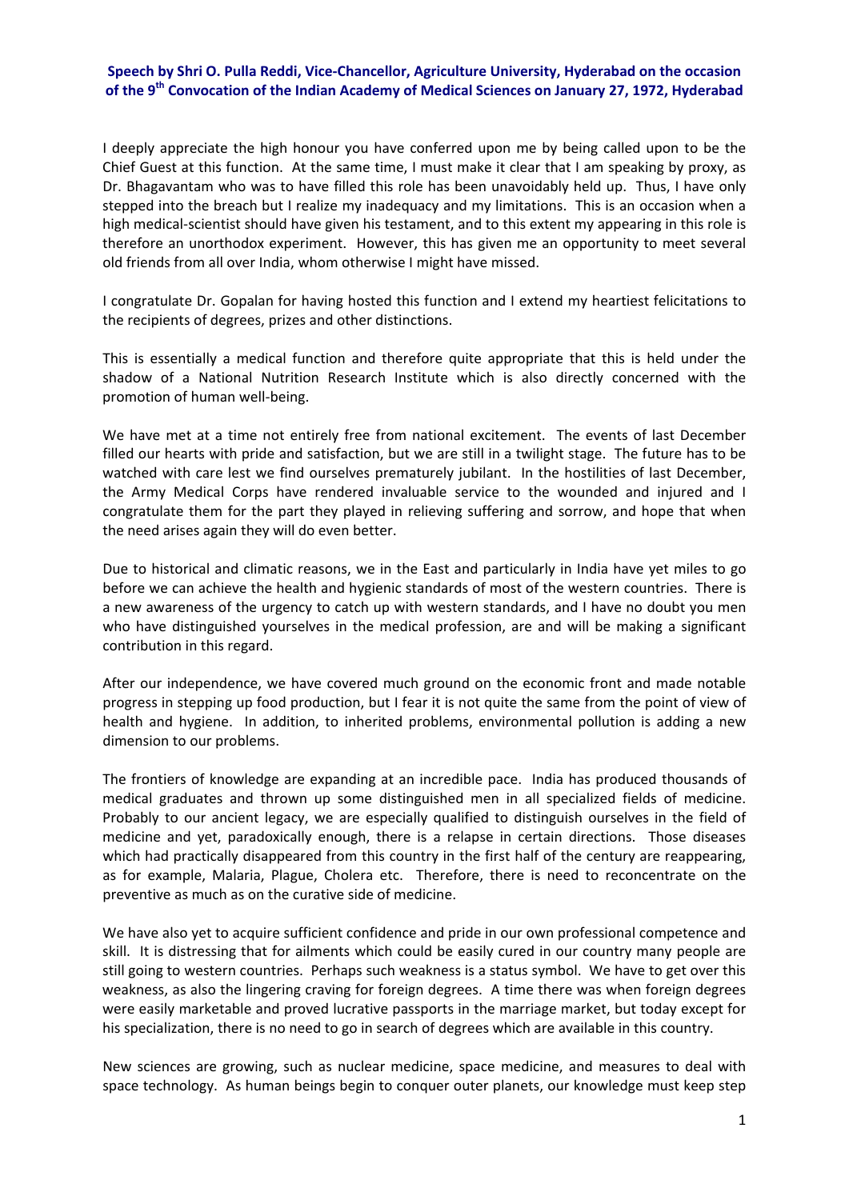**Speech by Shri O. Pulla Reddi, Vice-Chancellor, Agriculture University, Hyderabad on the occasion of the 9th Convocation of the Indian Academy of Medical Sciences on January 27, 1972, Hyderabad**

I deeply appreciate the high honour you have conferred upon me by being called upon to be the Chief Guest at this function. At the same time, I must make it clear that I am speaking by proxy, as Dr. Bhagavantam who was to have filled this role has been unavoidably held up. Thus, I have only stepped into the breach but I realize my inadequacy and my limitations. This is an occasion when a high medical-scientist should have given his testament, and to this extent my appearing in this role is therefore an unorthodox experiment. However, this has given me an opportunity to meet several old friends from all over India, whom otherwise I might have missed.

I congratulate Dr. Gopalan for having hosted this function and I extend my heartiest felicitations to the recipients of degrees, prizes and other distinctions.

This is essentially a medical function and therefore quite appropriate that this is held under the shadow of a National Nutrition Research Institute which is also directly concerned with the promotion of human well-being.

We have met at a time not entirely free from national excitement. The events of last December filled our hearts with pride and satisfaction, but we are still in a twilight stage. The future has to be watched with care lest we find ourselves prematurely jubilant. In the hostilities of last December, the Army Medical Corps have rendered invaluable service to the wounded and injured and I congratulate them for the part they played in relieving suffering and sorrow, and hope that when the need arises again they will do even better.

Due to historical and climatic reasons, we in the East and particularly in India have yet miles to go before we can achieve the health and hygienic standards of most of the western countries. There is a new awareness of the urgency to catch up with western standards, and I have no doubt you men who have distinguished yourselves in the medical profession, are and will be making a significant contribution in this regard.

After our independence, we have covered much ground on the economic front and made notable progress in stepping up food production, but I fear it is not quite the same from the point of view of health and hygiene. In addition, to inherited problems, environmental pollution is adding a new dimension to our problems.

The frontiers of knowledge are expanding at an incredible pace. India has produced thousands of medical graduates and thrown up some distinguished men in all specialized fields of medicine. Probably to our ancient legacy, we are especially qualified to distinguish ourselves in the field of medicine and yet, paradoxically enough, there is a relapse in certain directions. Those diseases which had practically disappeared from this country in the first half of the century are reappearing, as for example, Malaria, Plague, Cholera etc. Therefore, there is need to reconcentrate on the preventive as much as on the curative side of medicine.

We have also yet to acquire sufficient confidence and pride in our own professional competence and skill. It is distressing that for ailments which could be easily cured in our country many people are still going to western countries. Perhaps such weakness is a status symbol. We have to get over this weakness, as also the lingering craving for foreign degrees. A time there was when foreign degrees were easily marketable and proved lucrative passports in the marriage market, but today except for his specialization, there is no need to go in search of degrees which are available in this country.

New sciences are growing, such as nuclear medicine, space medicine, and measures to deal with space technology. As human beings begin to conquer outer planets, our knowledge must keep step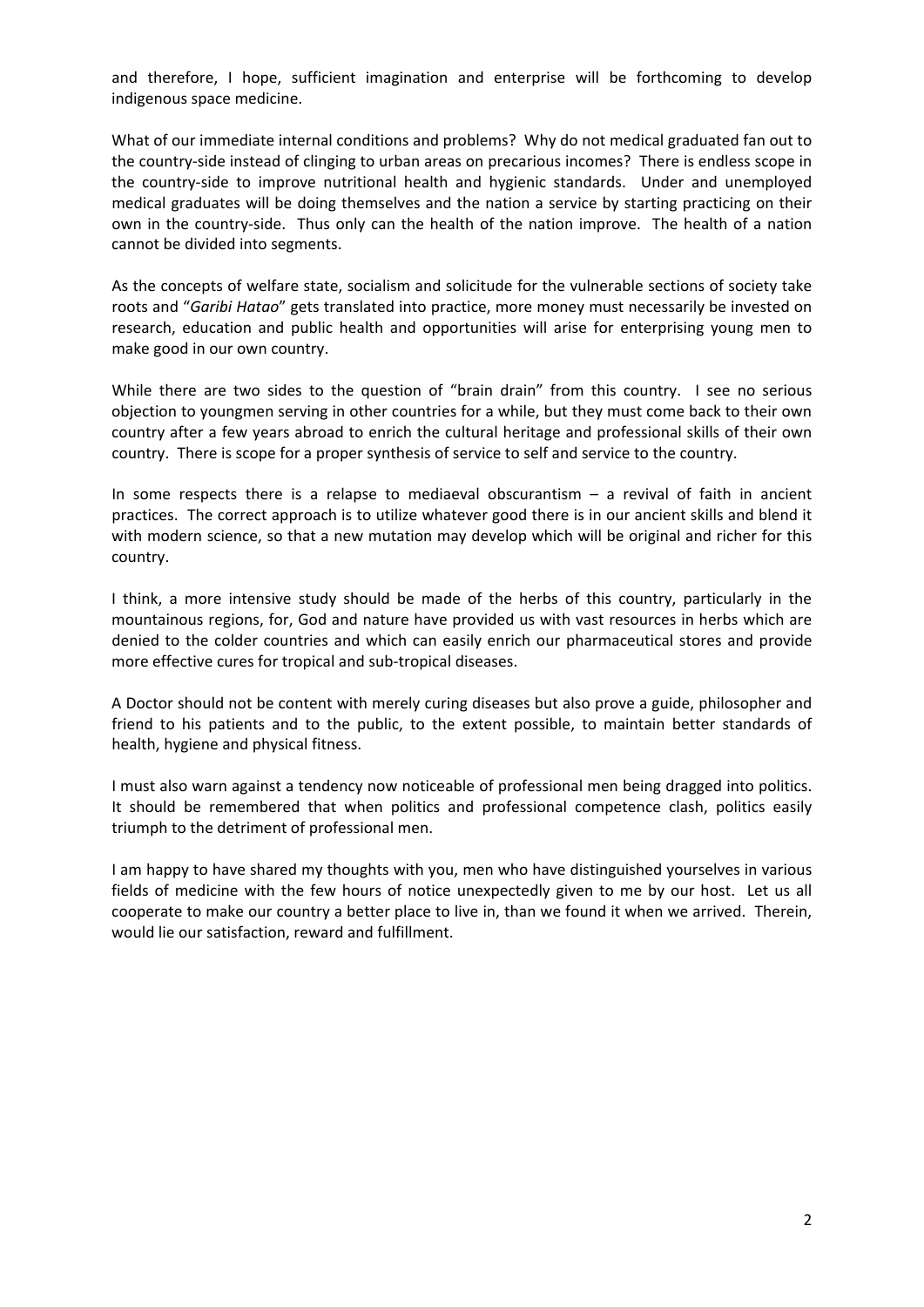and therefore, I hope, sufficient imagination and enterprise will be forthcoming to develop indigenous space medicine.

What of our immediate internal conditions and problems? Why do not medical graduated fan out to the country-side instead of clinging to urban areas on precarious incomes? There is endless scope in the country-side to improve nutritional health and hygienic standards. Under and unemployed medical graduates will be doing themselves and the nation a service by starting practicing on their own in the country-side. Thus only can the health of the nation improve. The health of a nation cannot be divided into segments.

As the concepts of welfare state, socialism and solicitude for the vulnerable sections of society take roots and "*Garibi Hatao*" gets translated into practice, more money must necessarily be invested on research, education and public health and opportunities will arise for enterprising young men to make good in our own country.

While there are two sides to the question of "brain drain" from this country. I see no serious objection to youngmen serving in other countries for a while, but they must come back to their own country after a few years abroad to enrich the cultural heritage and professional skills of their own country. There is scope for a proper synthesis of service to self and service to the country.

In some respects there is a relapse to mediaeval obscurantism – a revival of faith in ancient practices. The correct approach is to utilize whatever good there is in our ancient skills and blend it with modern science, so that a new mutation may develop which will be original and richer for this country.

I think, a more intensive study should be made of the herbs of this country, particularly in the mountainous regions, for, God and nature have provided us with vast resources in herbs which are denied to the colder countries and which can easily enrich our pharmaceutical stores and provide more effective cures for tropical and sub-tropical diseases.

A Doctor should not be content with merely curing diseases but also prove a guide, philosopher and friend to his patients and to the public, to the extent possible, to maintain better standards of health, hygiene and physical fitness.

I must also warn against a tendency now noticeable of professional men being dragged into politics. It should be remembered that when politics and professional competence clash, politics easily triumph to the detriment of professional men.

I am happy to have shared my thoughts with you, men who have distinguished yourselves in various fields of medicine with the few hours of notice unexpectedly given to me by our host. Let us all cooperate to make our country a better place to live in, than we found it when we arrived. Therein, would lie our satisfaction, reward and fulfillment.